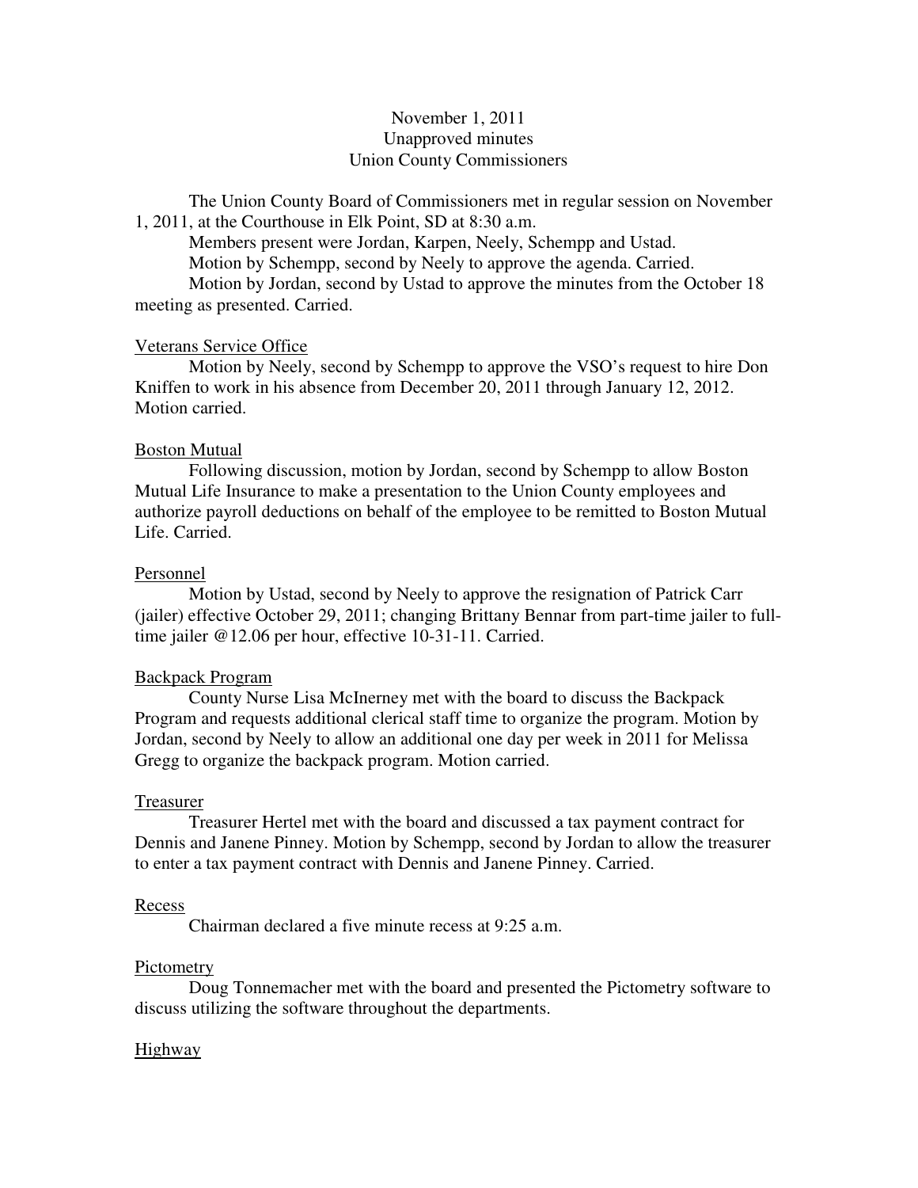November 1, 2011
Unapproved minutes
Union County Commissioners

The Union County Board of Commissioners met in regular session on November 1, 2011, at the Courthouse in Elk Point, SD at 8:30 a.m.

Members present were Jordan, Karpen, Neely, Schempp and Ustad.

Motion by Schempp, second by Neely to approve the agenda. Carried.

Motion by Jordan, second by Ustad to approve the minutes from the October 18 meeting as presented. Carried.

Veterans Service Office

Motion by Neely, second by Schempp to approve the VSO's request to hire Don Kniffen to work in his absence from December 20, 2011 through January 12, 2012. Motion carried.

Boston Mutual

Following discussion, motion by Jordan, second by Schempp to allow Boston Mutual Life Insurance to make a presentation to the Union County employees and authorize payroll deductions on behalf of the employee to be remitted to Boston Mutual Life. Carried.

Personnel

Motion by Ustad, second by Neely to approve the resignation of Patrick Carr (jailer) effective October 29, 2011; changing Brittany Bennar from part-time jailer to full-time jailer @12.06 per hour, effective 10-31-11. Carried.

Backpack Program

County Nurse Lisa McInerney met with the board to discuss the Backpack Program and requests additional clerical staff time to organize the program. Motion by Jordan, second by Neely to allow an additional one day per week in 2011 for Melissa Gregg to organize the backpack program. Motion carried.

Treasurer

Treasurer Hertel met with the board and discussed a tax payment contract for Dennis and Janene Pinney. Motion by Schempp, second by Jordan to allow the treasurer to enter a tax payment contract with Dennis and Janene Pinney. Carried.

Recess

Chairman declared a five minute recess at 9:25 a.m.

Pictometry

Doug Tonnemacher met with the board and presented the Pictometry software to discuss utilizing the software throughout the departments.

Highway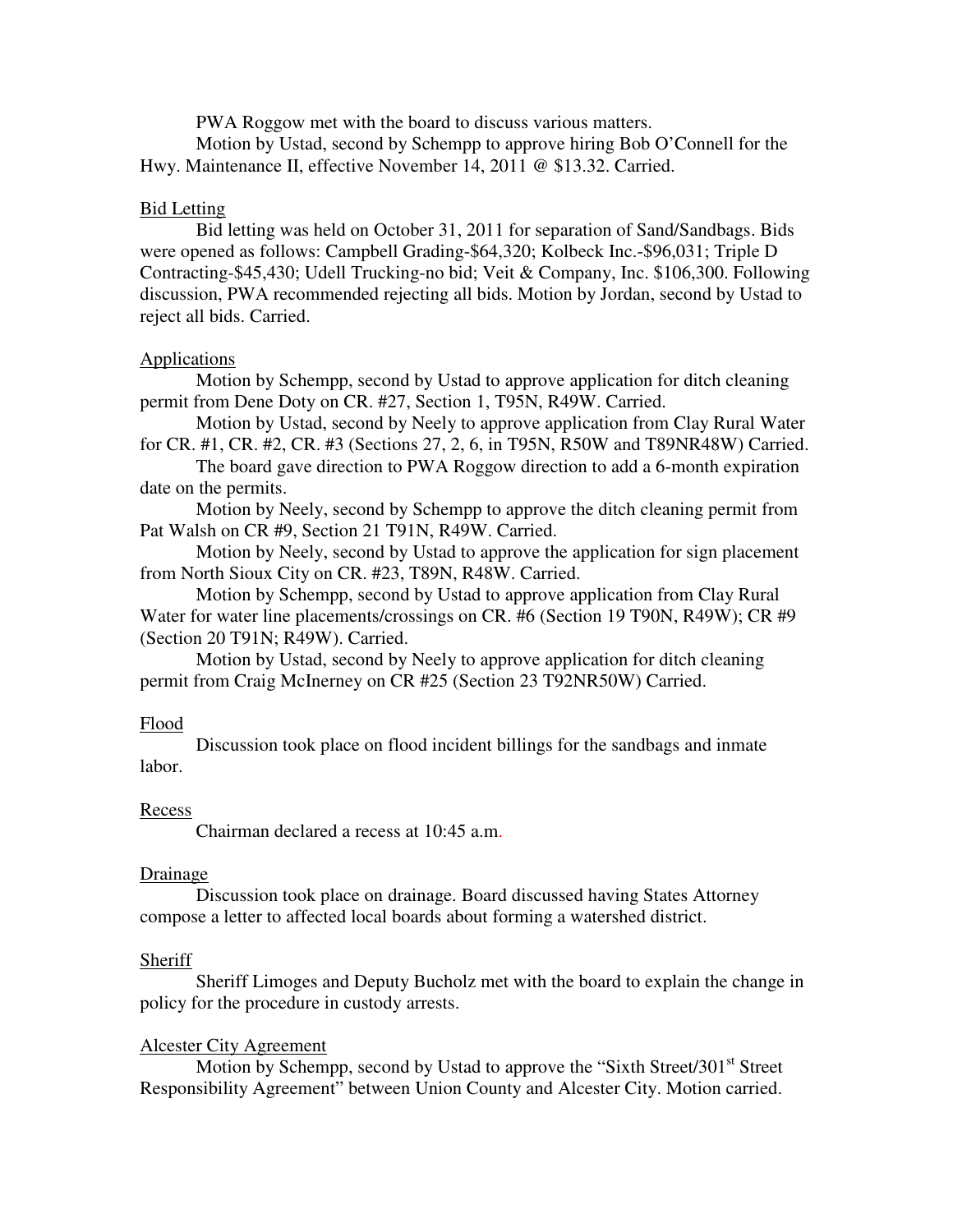PWA Roggow met with the board to discuss various matters.

Motion by Ustad, second by Schempp to approve hiring Bob O'Connell for the Hwy. Maintenance II, effective November 14, 2011 @ $13.32. Carried.

<u>Bid Letting</u>

Bid letting was held on October 31, 2011 for separation of Sand/Sandbags. Bids were opened as follows: Campbell Grading-$64,320; Kolbeck Inc.-$96,031; Triple D Contracting-$45,430; Udell Trucking-no bid; Veit & Company, Inc. $106,300. Following discussion, PWA recommended rejecting all bids. Motion by Jordan, second by Ustad to reject all bids. Carried.

<u>Applications</u>

Motion by Schempp, second by Ustad to approve application for ditch cleaning permit from Dene Doty on CR. #27, Section 1, T95N, R49W. Carried.

Motion by Ustad, second by Neely to approve application from Clay Rural Water for CR. #1, CR. #2, CR. #3 (Sections 27, 2, 6, in T95N, R50W and T89NR48W) Carried.

The board gave direction to PWA Roggow direction to add a 6-month expiration date on the permits.

Motion by Neely, second by Schempp to approve the ditch cleaning permit from Pat Walsh on CR #9, Section 21 T91N, R49W. Carried.

Motion by Neely, second by Ustad to approve the application for sign placement from North Sioux City on CR. #23, T89N, R48W. Carried.

Motion by Schempp, second by Ustad to approve application from Clay Rural Water for water line placements/crossings on CR. #6 (Section 19 T90N, R49W); CR #9 (Section 20 T91N; R49W). Carried.

Motion by Ustad, second by Neely to approve application for ditch cleaning permit from Craig McInerney on CR #25 (Section 23 T92NR50W) Carried.

<u>Flood</u>

Discussion took place on flood incident billings for the sandbags and inmate labor.

<u>Recess</u>

Chairman declared a recess at 10:45 a.m.

<u>Drainage</u>

Discussion took place on drainage. Board discussed having States Attorney compose a letter to affected local boards about forming a watershed district.

<u>Sheriff</u>

Sheriff Limoges and Deputy Bucholz met with the board to explain the change in policy for the procedure in custody arrests.

<u>Alcester City Agreement</u>

Motion by Schempp, second by Ustad to approve the "Sixth Street/301st Street Responsibility Agreement" between Union County and Alcester City. Motion carried.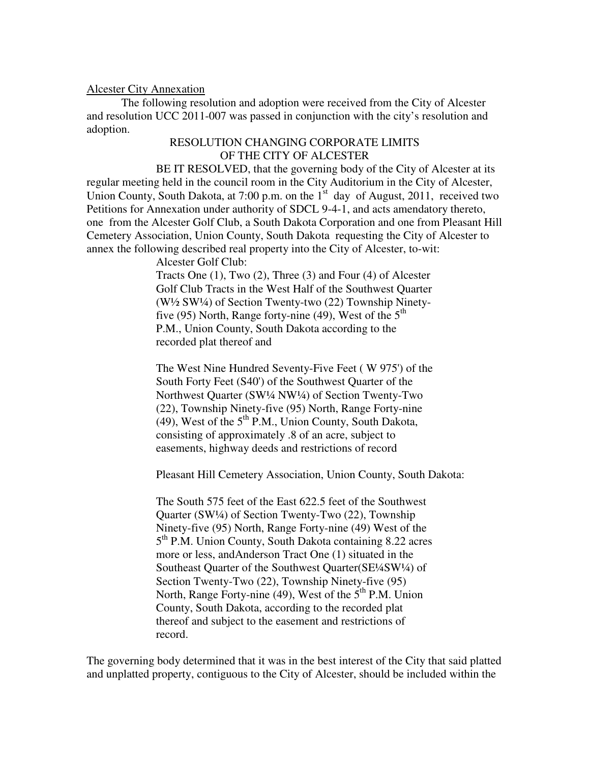Alcester City Annexation

The following resolution and adoption were received from the City of Alcester and resolution UCC 2011-007 was passed in conjunction with the city's resolution and adoption.

RESOLUTION CHANGING CORPORATE LIMITS
OF THE CITY OF ALCESTER

BE IT RESOLVED, that the governing body of the City of Alcester at its regular meeting held in the council room in the City Auditorium in the City of Alcester, Union County, South Dakota, at 7:00 p.m. on the 1st day of August, 2011, received two Petitions for Annexation under authority of SDCL 9-4-1, and acts amendatory thereto, one from the Alcester Golf Club, a South Dakota Corporation and one from Pleasant Hill Cemetery Association, Union County, South Dakota requesting the City of Alcester to annex the following described real property into the City of Alcester, to-wit:

Alcester Golf Club:

Tracts One (1), Two (2), Three (3) and Four (4) of Alcester Golf Club Tracts in the West Half of the Southwest Quarter (W½ SW¼) of Section Twenty-two (22) Township Ninety-five (95) North, Range forty-nine (49), West of the 5th P.M., Union County, South Dakota according to the recorded plat thereof and

The West Nine Hundred Seventy-Five Feet ( W 975') of the South Forty Feet (S40') of the Southwest Quarter of the Northwest Quarter (SW¼ NW¼) of Section Twenty-Two (22), Township Ninety-five (95) North, Range Forty-nine (49), West of the 5th P.M., Union County, South Dakota, consisting of approximately .8 of an acre, subject to easements, highway deeds and restrictions of record

Pleasant Hill Cemetery Association, Union County, South Dakota:

The South 575 feet of the East 622.5 feet of the Southwest Quarter (SW¼) of Section Twenty-Two (22), Township Ninety-five (95) North, Range Forty-nine (49) West of the 5th P.M. Union County, South Dakota containing 8.22 acres more or less, andAnderson Tract One (1) situated in the Southeast Quarter of the Southwest Quarter(SE¼SW¼) of Section Twenty-Two (22), Township Ninety-five (95) North, Range Forty-nine (49), West of the 5th P.M. Union County, South Dakota, according to the recorded plat thereof and subject to the easement and restrictions of record.

The governing body determined that it was in the best interest of the City that said platted and unplatted property, contiguous to the City of Alcester, should be included within the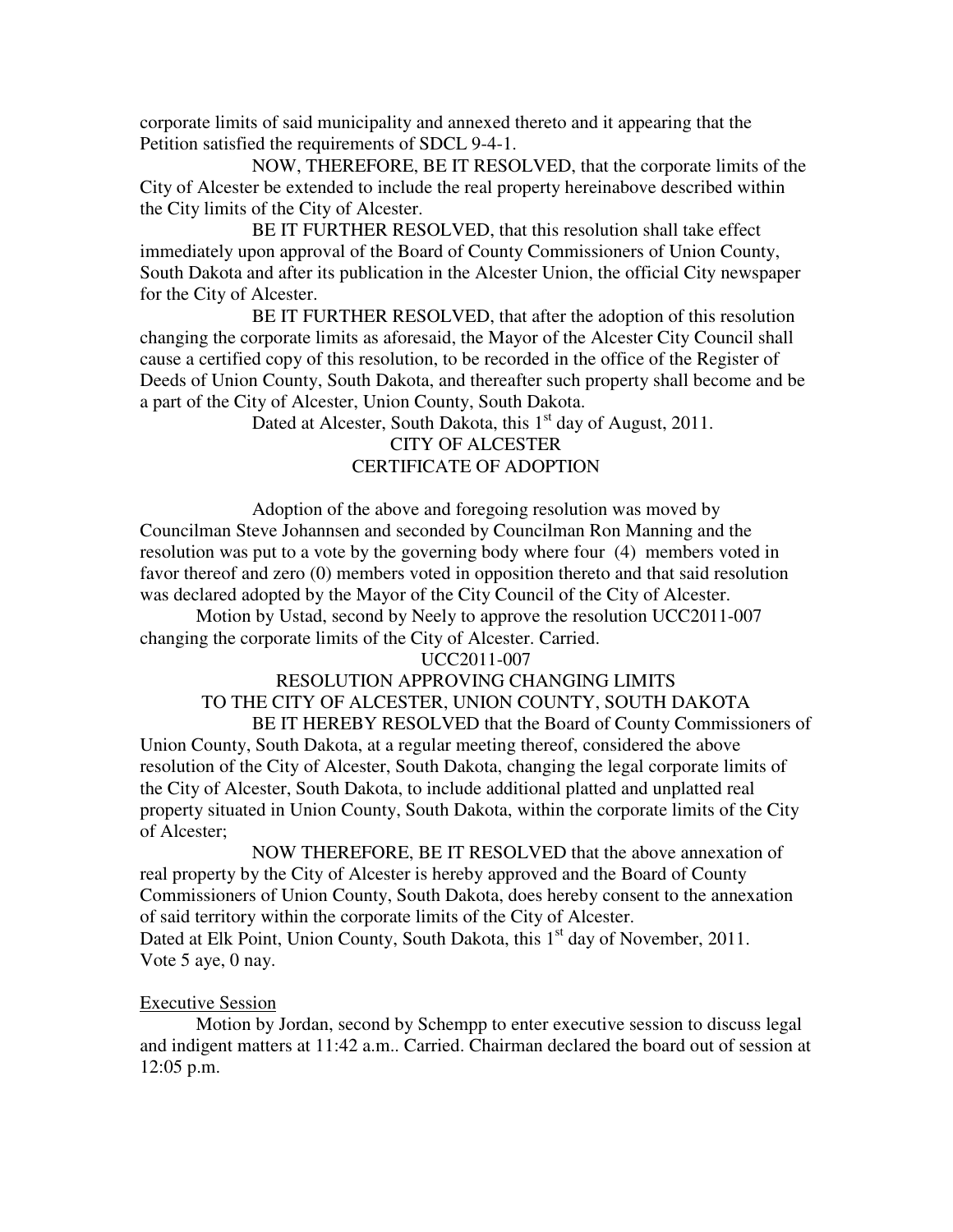corporate limits of said municipality and annexed thereto and it appearing that the Petition satisfied the requirements of SDCL 9-4-1.

NOW, THEREFORE, BE IT RESOLVED, that the corporate limits of the City of Alcester be extended to include the real property hereinabove described within the City limits of the City of Alcester.

BE IT FURTHER RESOLVED, that this resolution shall take effect immediately upon approval of the Board of County Commissioners of Union County, South Dakota and after its publication in the Alcester Union, the official City newspaper for the City of Alcester.

BE IT FURTHER RESOLVED, that after the adoption of this resolution changing the corporate limits as aforesaid, the Mayor of the Alcester City Council shall cause a certified copy of this resolution, to be recorded in the office of the Register of Deeds of Union County, South Dakota, and thereafter such property shall become and be a part of the City of Alcester, Union County, South Dakota.

Dated at Alcester, South Dakota, this 1st day of August, 2011.

CITY OF ALCESTER
CERTIFICATE OF ADOPTION

Adoption of the above and foregoing resolution was moved by Councilman Steve Johannsen and seconded by Councilman Ron Manning and the resolution was put to a vote by the governing body where four (4) members voted in favor thereof and zero (0) members voted in opposition thereto and that said resolution was declared adopted by the Mayor of the City Council of the City of Alcester.

Motion by Ustad, second by Neely to approve the resolution UCC2011-007 changing the corporate limits of the City of Alcester. Carried.

UCC2011-007

RESOLUTION APPROVING CHANGING LIMITS
TO THE CITY OF ALCESTER, UNION COUNTY, SOUTH DAKOTA

BE IT HEREBY RESOLVED that the Board of County Commissioners of Union County, South Dakota, at a regular meeting thereof, considered the above resolution of the City of Alcester, South Dakota, changing the legal corporate limits of the City of Alcester, South Dakota, to include additional platted and unplatted real property situated in Union County, South Dakota, within the corporate limits of the City of Alcester;

NOW THEREFORE, BE IT RESOLVED that the above annexation of real property by the City of Alcester is hereby approved and the Board of County Commissioners of Union County, South Dakota, does hereby consent to the annexation of said territory within the corporate limits of the City of Alcester.

Dated at Elk Point, Union County, South Dakota, this 1st day of November, 2011.
Vote 5 aye, 0 nay.

Executive Session

Motion by Jordan, second by Schempp to enter executive session to discuss legal and indigent matters at 11:42 a.m.. Carried. Chairman declared the board out of session at 12:05 p.m.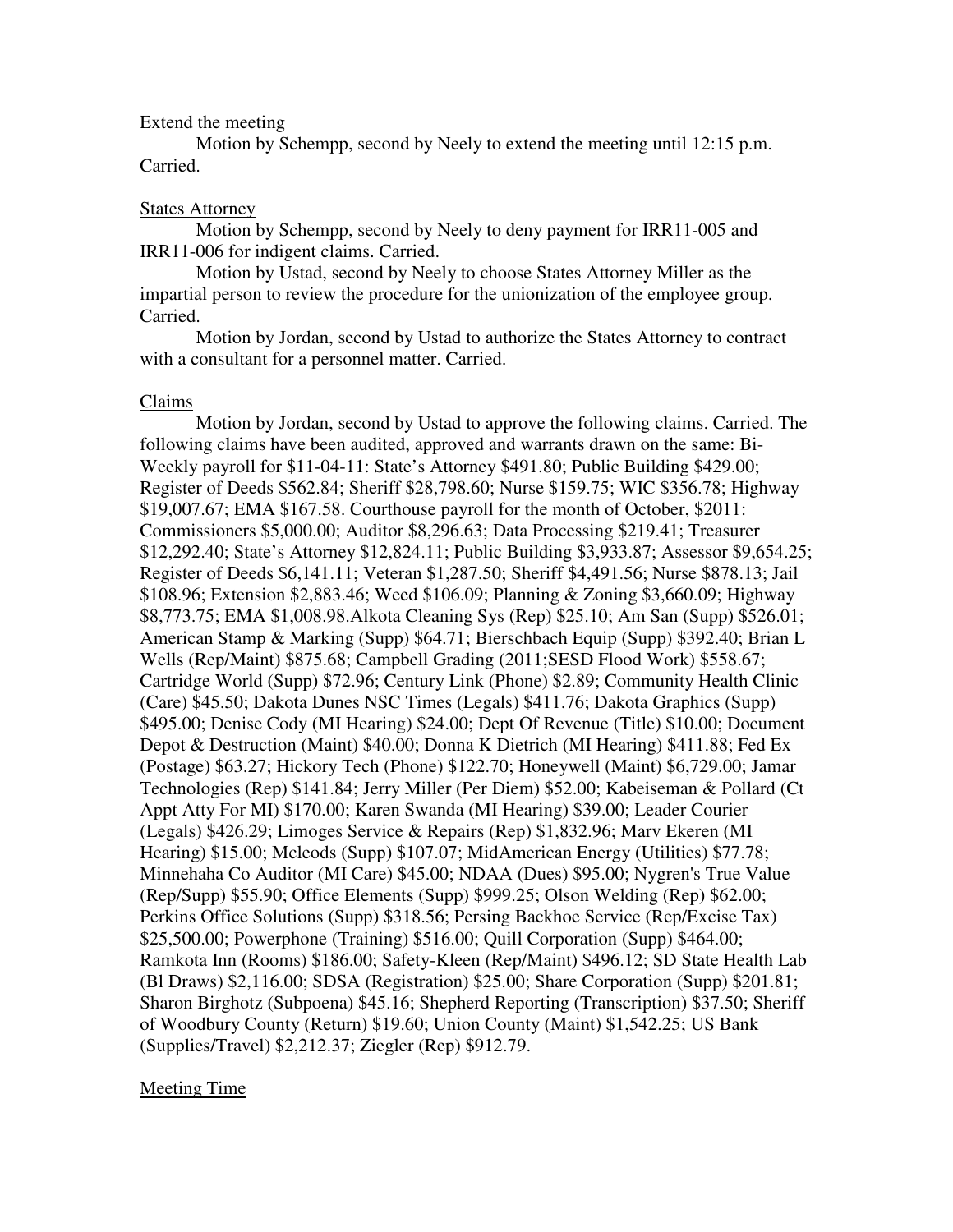Extend the meeting

Motion by Schempp, second by Neely to extend the meeting until 12:15 p.m. Carried.

States Attorney

Motion by Schempp, second by Neely to deny payment for IRR11-005 and IRR11-006 for indigent claims. Carried.

Motion by Ustad, second by Neely to choose States Attorney Miller as the impartial person to review the procedure for the unionization of the employee group. Carried.

Motion by Jordan, second by Ustad to authorize the States Attorney to contract with a consultant for a personnel matter. Carried.

Claims

Motion by Jordan, second by Ustad to approve the following claims. Carried. The following claims have been audited, approved and warrants drawn on the same: Bi-Weekly payroll for $11-04-11: State's Attorney $491.80; Public Building $429.00; Register of Deeds $562.84; Sheriff $28,798.60; Nurse $159.75; WIC $356.78; Highway $19,007.67; EMA $167.58. Courthouse payroll for the month of October, $2011: Commissioners $5,000.00; Auditor $8,296.63; Data Processing $219.41; Treasurer $12,292.40; State's Attorney $12,824.11; Public Building $3,933.87; Assessor $9,654.25; Register of Deeds $6,141.11; Veteran $1,287.50; Sheriff $4,491.56; Nurse $878.13; Jail $108.96; Extension $2,883.46; Weed $106.09; Planning & Zoning $3,660.09; Highway $8,773.75; EMA $1,008.98.Alkota Cleaning Sys (Rep) $25.10; Am San (Supp) $526.01; American Stamp & Marking (Supp) $64.71; Bierschbach Equip (Supp) $392.40; Brian L Wells (Rep/Maint) $875.68; Campbell Grading (2011;SESD Flood Work) $558.67; Cartridge World (Supp) $72.96; Century Link (Phone) $2.89; Community Health Clinic (Care) $45.50; Dakota Dunes NSC Times (Legals) $411.76; Dakota Graphics (Supp) $495.00; Denise Cody (MI Hearing) $24.00; Dept Of Revenue (Title) $10.00; Document Depot & Destruction (Maint) $40.00; Donna K Dietrich (MI Hearing) $411.88; Fed Ex (Postage) $63.27; Hickory Tech (Phone) $122.70; Honeywell (Maint) $6,729.00; Jamar Technologies (Rep) $141.84; Jerry Miller (Per Diem) $52.00; Kabeiseman & Pollard (Ct Appt Atty For MI) $170.00; Karen Swanda (MI Hearing) $39.00; Leader Courier (Legals) $426.29; Limoges Service & Repairs (Rep) $1,832.96; Marv Ekeren (MI Hearing) $15.00; Mcleods (Supp) $107.07; MidAmerican Energy (Utilities) $77.78; Minnehaha Co Auditor (MI Care) $45.00; NDAA (Dues) $95.00; Nygren's True Value (Rep/Supp) $55.90; Office Elements (Supp) $999.25; Olson Welding (Rep) $62.00; Perkins Office Solutions (Supp) $318.56; Persing Backhoe Service (Rep/Excise Tax) $25,500.00; Powerphone (Training) $516.00; Quill Corporation (Supp) $464.00; Ramkota Inn (Rooms) $186.00; Safety-Kleen (Rep/Maint) $496.12; SD State Health Lab (Bl Draws) $2,116.00; SDSA (Registration) $25.00; Share Corporation (Supp) $201.81; Sharon Birghotz (Subpoena) $45.16; Shepherd Reporting (Transcription) $37.50; Sheriff of Woodbury County (Return) $19.60; Union County (Maint) $1,542.25; US Bank (Supplies/Travel) $2,212.37; Ziegler (Rep) $912.79.

Meeting Time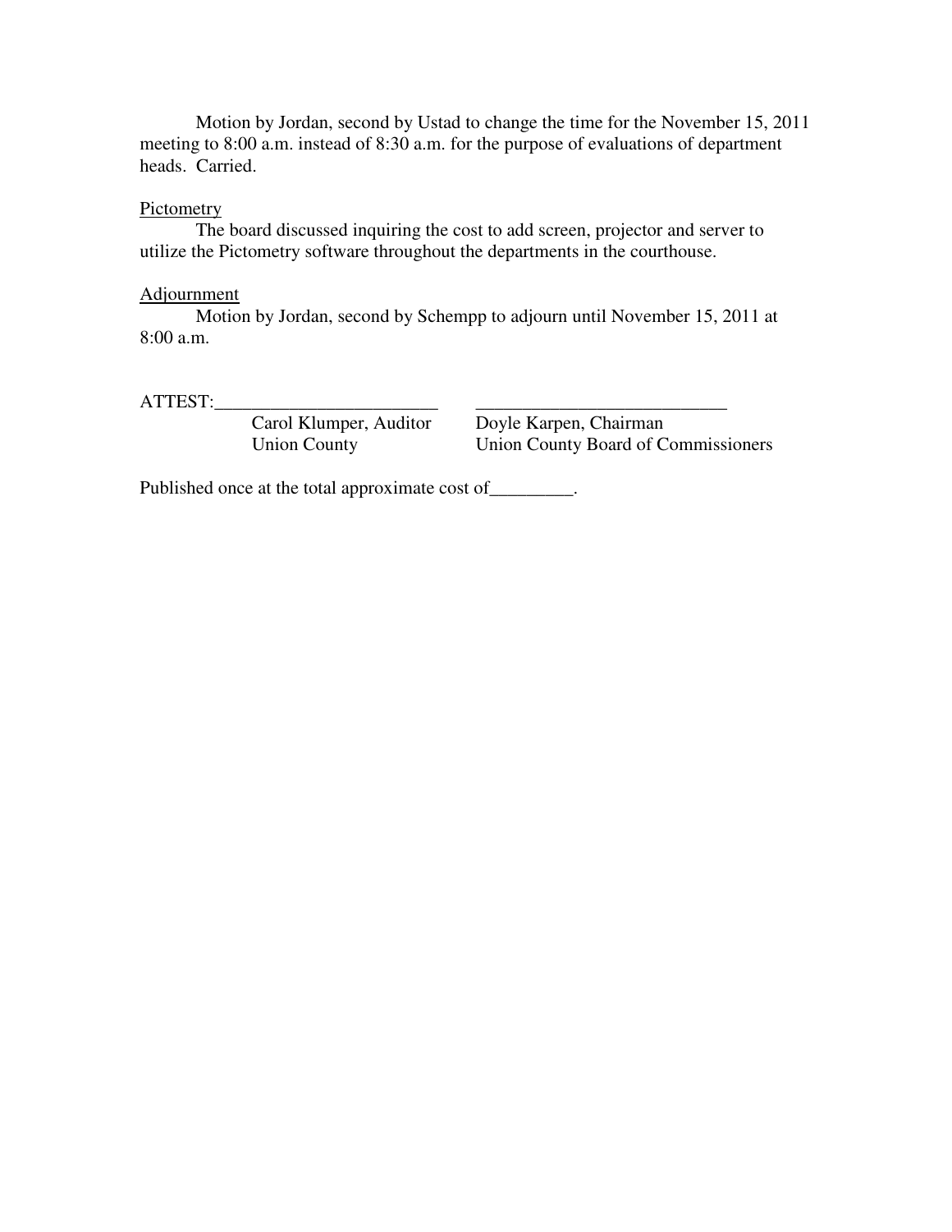Motion by Jordan, second by Ustad to change the time for the November 15, 2011 meeting to 8:00 a.m. instead of 8:30 a.m. for the purpose of evaluations of department heads. Carried.

Pictometry

The board discussed inquiring the cost to add screen, projector and server to utilize the Pictometry software throughout the departments in the courthouse.

Adjournment

Motion by Jordan, second by Schempp to adjourn until November 15, 2011 at 8:00 a.m.

ATTEST:________________________ ___________________________

Carol Klumper, Auditor
Union County

Doyle Karpen, Chairman
Union County Board of Commissioners

Published once at the total approximate cost of_________.